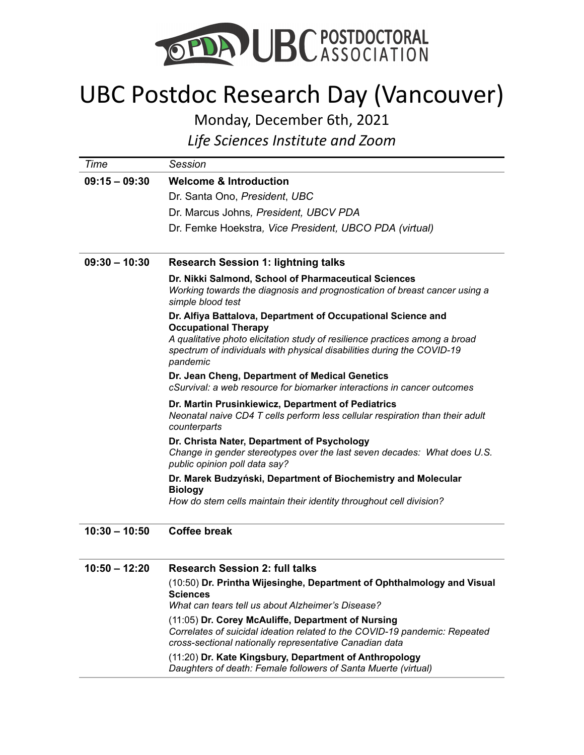UBC POSTDOCTORAL ASSOCIATION

# UBC Postdoc Research Day (Vancouver)

Monday, December 6th, 2021

*Life Sciences Institute and Zoom*

| *Time* | *Session* |
|---|---|
| **09:15 – 09:30** | **Welcome & Introduction**<br>Dr. Santa Ono, *President*, *UBC*<br>Dr. Marcus Johns*, President, UBCV PDA*<br>Dr. Femke Hoekstra*, Vice President, UBCO PDA (virtual)* |
| **09:30 – 10:30** | **Research Session 1: lightning talks**<br>**Dr. Nikki Salmond, School of Pharmaceutical Sciences**<br>*Working towards the diagnosis and prognostication of breast cancer using a simple blood test*<br>**Dr. Alfiya Battalova, Department of Occupational Science and Occupational Therapy**<br>*A qualitative photo elicitation study of resilience practices among a broad spectrum of individuals with physical disabilities during the COVID-19 pandemic*<br>**Dr. Jean Cheng, Department of Medical Genetics**<br>*cSurvival: a web resource for biomarker interactions in cancer outcomes*<br>**Dr. Martin Prusinkiewicz, Department of Pediatrics**<br>*Neonatal naive CD4 T cells perform less cellular respiration than their adult counterparts*<br>**Dr. Christa Nater, Department of Psychology**<br>*Change in gender stereotypes over the last seven decades: What does U.S. public opinion poll data say?*<br>**Dr. Marek Budzyński, Department of Biochemistry and Molecular Biology**<br>*How do stem cells maintain their identity throughout cell division?* |
| **10:30 – 10:50** | **Coffee break** |
| **10:50 – 12:20** | **Research Session 2: full talks**<br>(10:50) **Dr. Printha Wijesinghe, Department of Ophthalmology and Visual Sciences**<br>*What can tears tell us about Alzheimer's Disease?*<br>(11:05) **Dr. Corey McAuliffe, Department of Nursing**<br>*Correlates of suicidal ideation related to the COVID-19 pandemic: Repeated cross-sectional nationally representative Canadian data*<br>(11:20) **Dr. Kate Kingsbury, Department of Anthropology**<br>*Daughters of death: Female followers of Santa Muerte (virtual)* |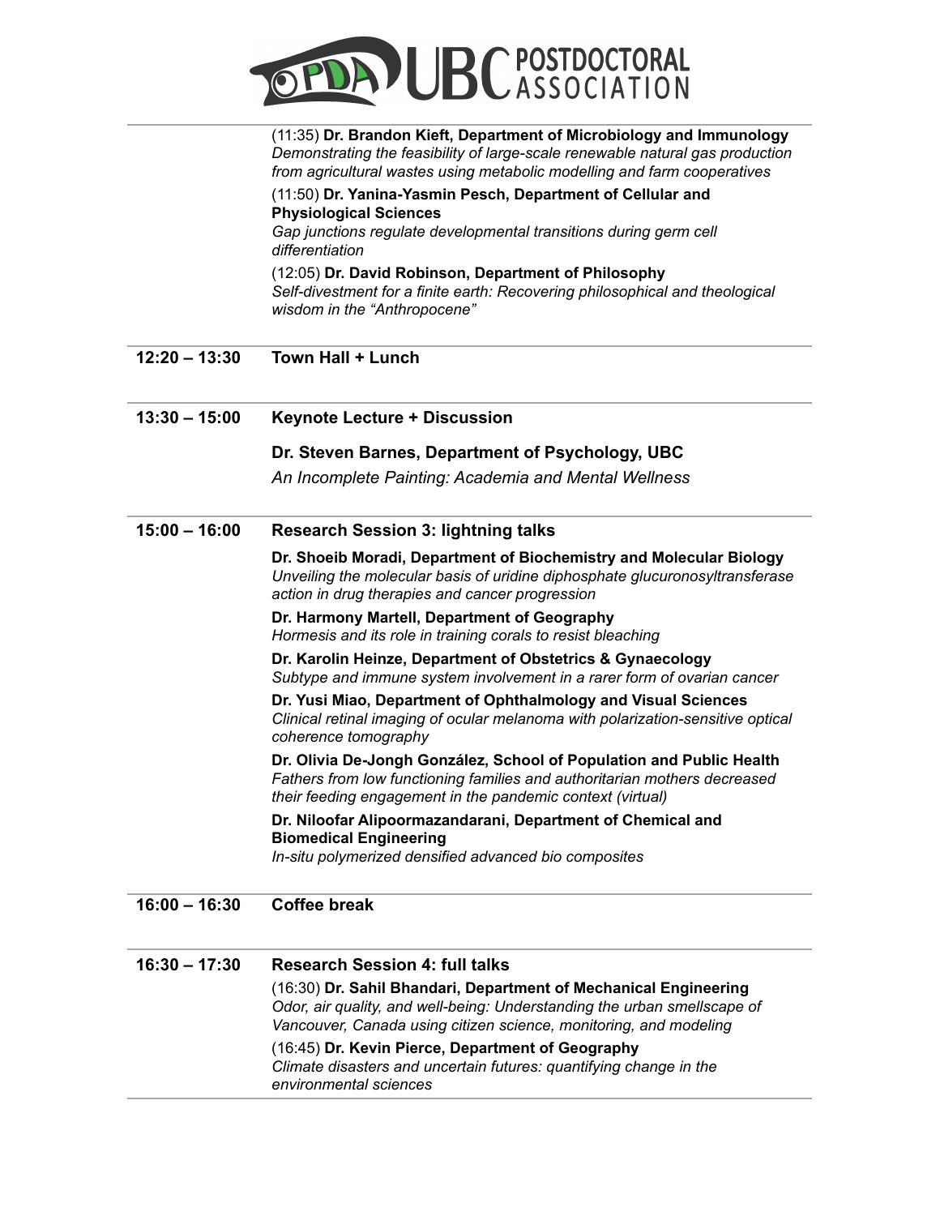| | |
|---|---|
| | (11:35) **Dr. Brandon Kieft, Department of Microbiology and Immunology**<br>*Demonstrating the feasibility of large-scale renewable natural gas production from agricultural wastes using metabolic modelling and farm cooperatives*<br>(11:50) **Dr. Yanina-Yasmin Pesch, Department of Cellular and Physiological Sciences**<br>*Gap junctions regulate developmental transitions during germ cell differentiation*<br>(12:05) **Dr. David Robinson, Department of Philosophy**<br>*Self-divestment for a finite earth: Recovering philosophical and theological wisdom in the "Anthropocene"* |
| **12:20 – 13:30** | **Town Hall + Lunch** |
| **13:30 – 15:00** | **Keynote Lecture + Discussion**<br>**Dr. Steven Barnes, Department of Psychology, UBC**<br>*An Incomplete Painting: Academia and Mental Wellness* |
| **15:00 – 16:00** | **Research Session 3: lightning talks**<br>**Dr. Shoeib Moradi, Department of Biochemistry and Molecular Biology**<br>*Unveiling the molecular basis of uridine diphosphate glucuronosyltransferase action in drug therapies and cancer progression*<br>**Dr. Harmony Martell, Department of Geography**<br>*Hormesis and its role in training corals to resist bleaching*<br>**Dr. Karolin Heinze, Department of Obstetrics & Gynaecology**<br>*Subtype and immune system involvement in a rarer form of ovarian cancer*<br>**Dr. Yusi Miao, Department of Ophthalmology and Visual Sciences**<br>*Clinical retinal imaging of ocular melanoma with polarization-sensitive optical coherence tomography*<br>**Dr. Olivia De-Jongh González, School of Population and Public Health**<br>*Fathers from low functioning families and authoritarian mothers decreased their feeding engagement in the pandemic context (virtual)*<br>**Dr. Niloofar Alipoormazandarani, Department of Chemical and Biomedical Engineering**<br>*In-situ polymerized densified advanced bio composites* |
| **16:00 – 16:30** | **Coffee break** |
| **16:30 – 17:30** | **Research Session 4: full talks**<br>(16:30) **Dr. Sahil Bhandari, Department of Mechanical Engineering**<br>*Odor, air quality, and well-being: Understanding the urban smellscape of Vancouver, Canada using citizen science, monitoring, and modeling*<br>(16:45) **Dr. Kevin Pierce, Department of Geography**<br>*Climate disasters and uncertain futures: quantifying change in the environmental sciences* |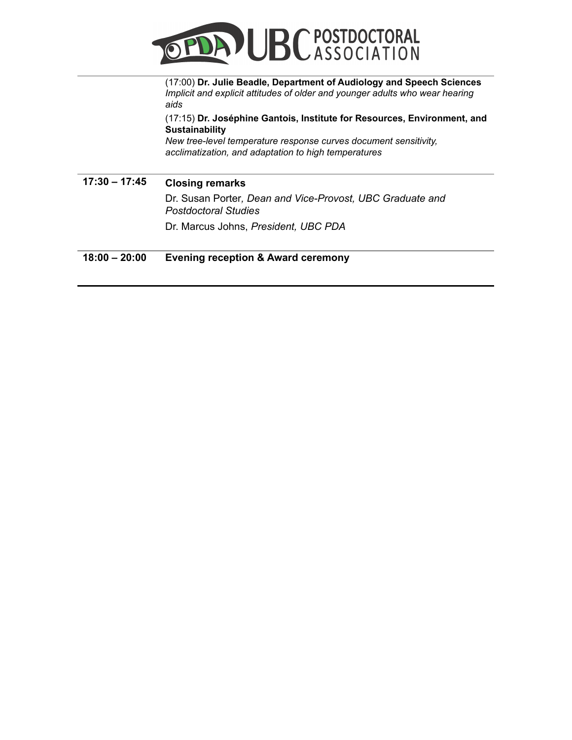| | |
|---|---|
| | (17:00) **Dr. Julie Beadle, Department of Audiology and Speech Sciences** *Implicit and explicit attitudes of older and younger adults who wear hearing aids* (17:15) **Dr. Joséphine Gantois, Institute for Resources, Environment, and Sustainability** *New tree-level temperature response curves document sensitivity, acclimatization, and adaptation to high temperatures* |
| **17:30 – 17:45** | **Closing remarks** Dr. Susan Porter, *Dean and Vice-Provost, UBC Graduate and Postdoctoral Studies* Dr. Marcus Johns, *President, UBC PDA* |
| **18:00 – 20:00** | **Evening reception & Award ceremony** |